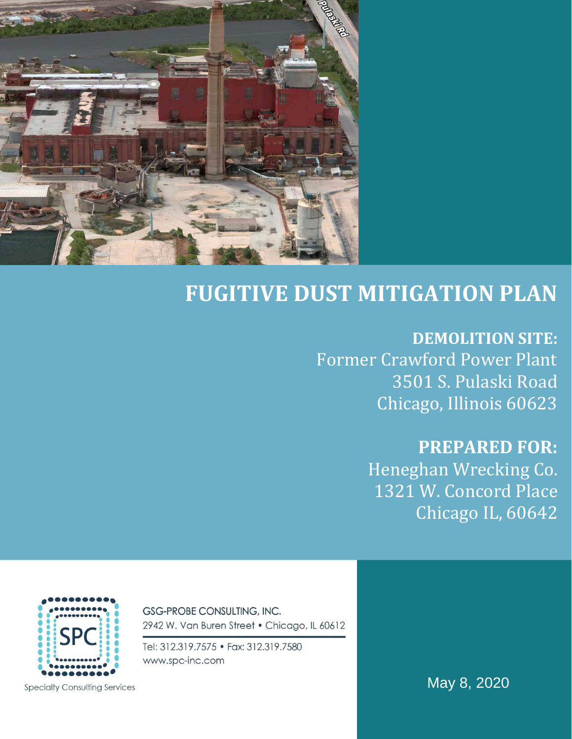# FUGITIVE DUST MITIGATION PLAN

**DEMOLITION SITE:**
Former Crawford Power Plant
3501 S. Pulaski Road
Chicago, Illinois 60623

**PREPARED FOR:**
Heneghan Wrecking Co.
1321 W. Concord Place
Chicago IL, 60642

GSG-PROBE CONSULTING, INC.
2942 W. Van Buren Street • Chicago, IL 60612

Tel: 312.319.7575 • Fax: 312.319.7580
www.spc-inc.com

SPC
Specialty Consulting Services

May 8, 2020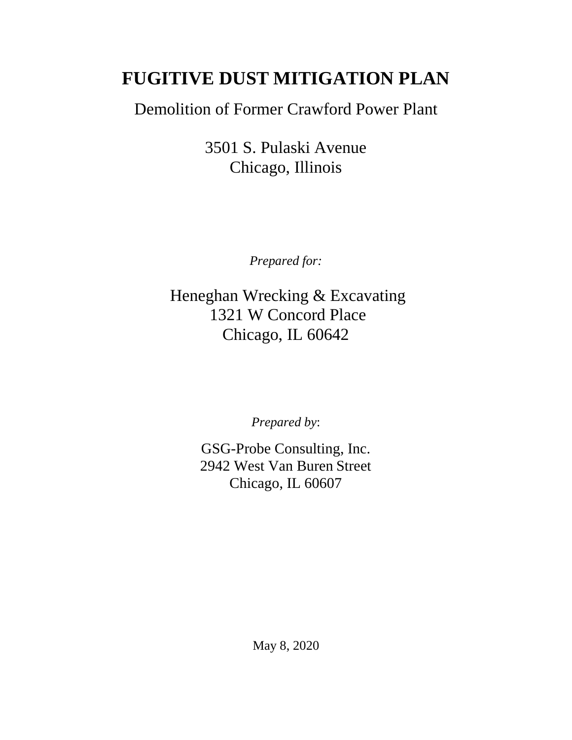# FUGITIVE DUST MITIGATION PLAN

Demolition of Former Crawford Power Plant

3501 S. Pulaski Avenue
Chicago, Illinois

*Prepared for:*

Heneghan Wrecking & Excavating
1321 W Concord Place
Chicago, IL 60642

*Prepared by*:

GSG-Probe Consulting, Inc.
2942 West Van Buren Street
Chicago, IL 60607

May 8, 2020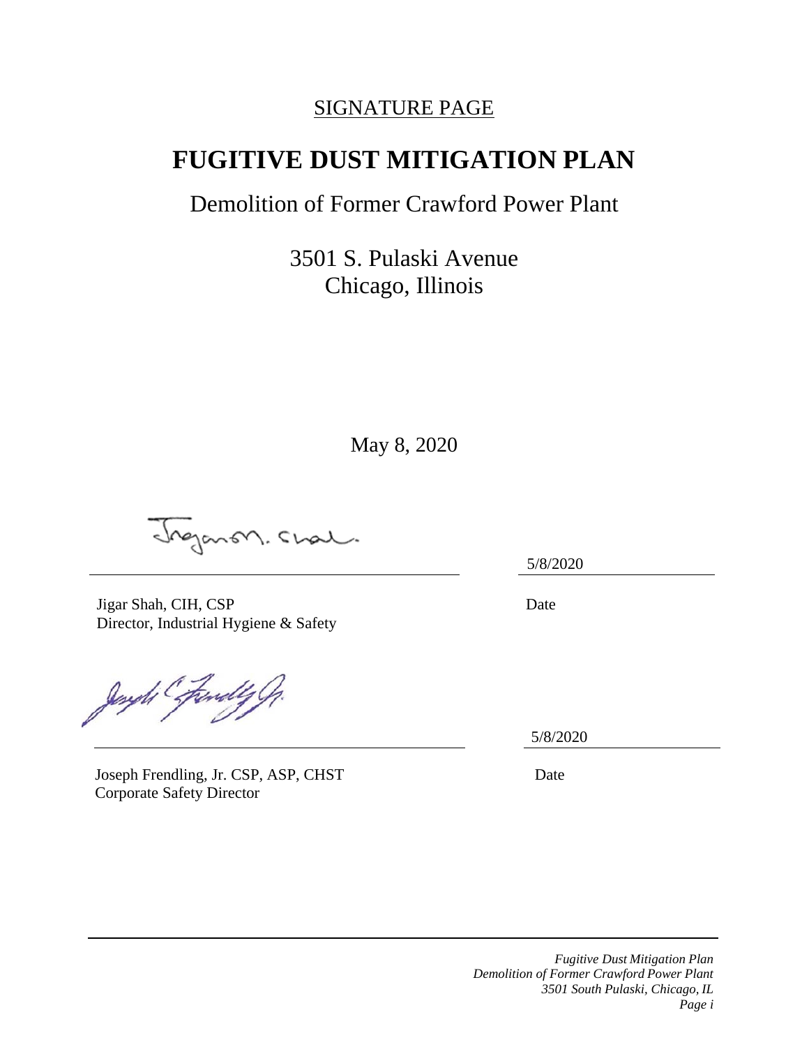SIGNATURE PAGE

# FUGITIVE DUST MITIGATION PLAN

## Demolition of Former Crawford Power Plant

3501 S. Pulaski Avenue
Chicago, Illinois

May 8, 2020

| | |
|---|---|
| Jigar Shah, CIH, CSP<br>Director, Industrial Hygiene & Safety | 5/8/2020<br>Date |
| Joseph Frendling, Jr. CSP, ASP, CHST<br>Corporate Safety Director | 5/8/2020<br>Date |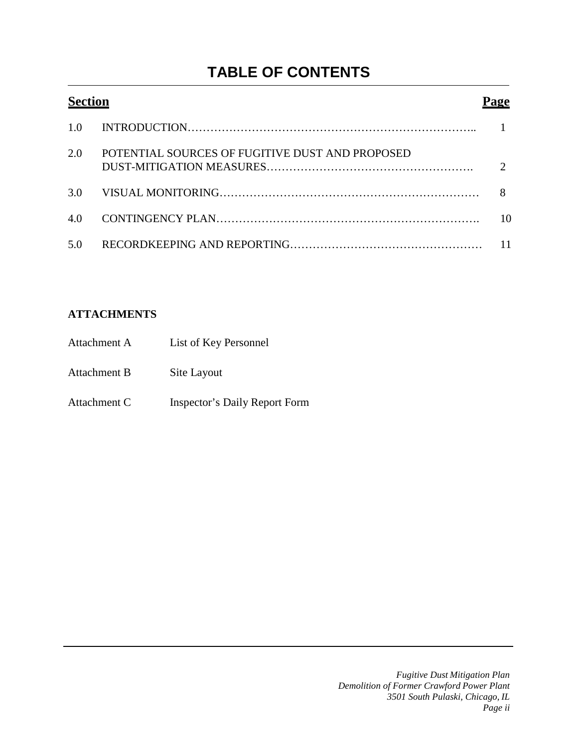# TABLE OF CONTENTS

| Section | | Page |
|---|---|---|
| 1.0 | INTRODUCTION | 1 |
| 2.0 | POTENTIAL SOURCES OF FUGITIVE DUST AND PROPOSED DUST-MITIGATION MEASURES | 2 |
| 3.0 | VISUAL MONITORING | 8 |
| 4.0 | CONTINGENCY PLAN | 10 |
| 5.0 | RECORDKEEPING AND REPORTING | 11 |

**ATTACHMENTS**

| | |
|---|---|
| Attachment A | List of Key Personnel |
| Attachment B | Site Layout |
| Attachment C | Inspector's Daily Report Form |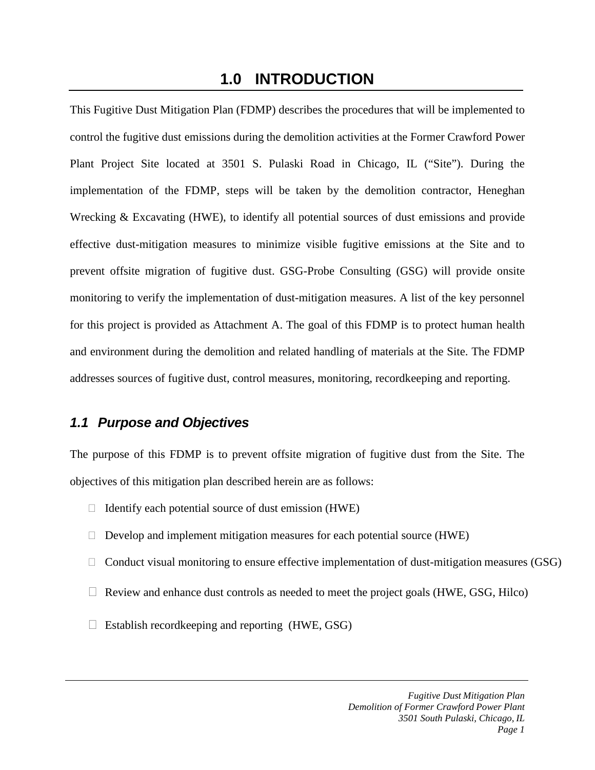# 1.0 INTRODUCTION

This Fugitive Dust Mitigation Plan (FDMP) describes the procedures that will be implemented to control the fugitive dust emissions during the demolition activities at the Former Crawford Power Plant Project Site located at 3501 S. Pulaski Road in Chicago, IL ("Site"). During the implementation of the FDMP, steps will be taken by the demolition contractor, Heneghan Wrecking & Excavating (HWE), to identify all potential sources of dust emissions and provide effective dust-mitigation measures to minimize visible fugitive emissions at the Site and to prevent offsite migration of fugitive dust. GSG-Probe Consulting (GSG) will provide onsite monitoring to verify the implementation of dust-mitigation measures. A list of the key personnel for this project is provided as Attachment A. The goal of this FDMP is to protect human health and environment during the demolition and related handling of materials at the Site. The FDMP addresses sources of fugitive dust, control measures, monitoring, recordkeeping and reporting.

## *1.1 Purpose and Objectives*

The purpose of this FDMP is to prevent offsite migration of fugitive dust from the Site. The objectives of this mitigation plan described herein are as follows:

- Identify each potential source of dust emission (HWE)
- Develop and implement mitigation measures for each potential source (HWE)
- Conduct visual monitoring to ensure effective implementation of dust-mitigation measures (GSG)
- Review and enhance dust controls as needed to meet the project goals (HWE, GSG, Hilco)
- Establish recordkeeping and reporting (HWE, GSG)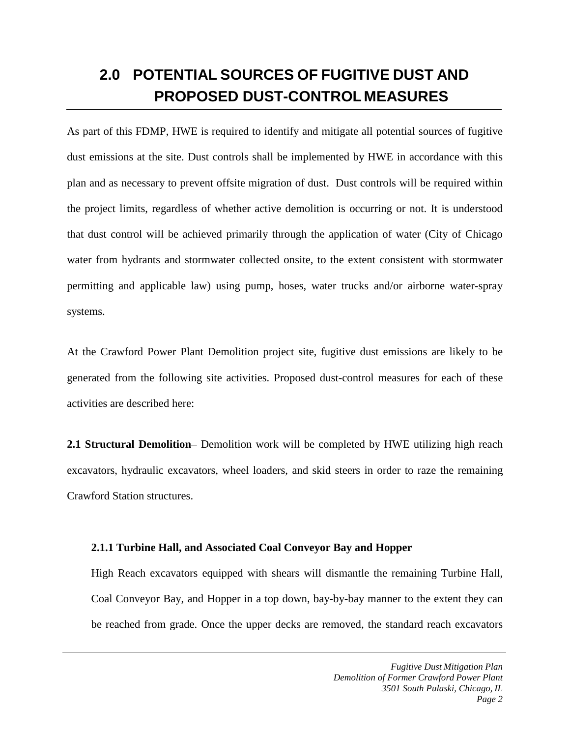# 2.0 POTENTIAL SOURCES OF FUGITIVE DUST AND PROPOSED DUST-CONTROL MEASURES

As part of this FDMP, HWE is required to identify and mitigate all potential sources of fugitive dust emissions at the site. Dust controls shall be implemented by HWE in accordance with this plan and as necessary to prevent offsite migration of dust. Dust controls will be required within the project limits, regardless of whether active demolition is occurring or not. It is understood that dust control will be achieved primarily through the application of water (City of Chicago water from hydrants and stormwater collected onsite, to the extent consistent with stormwater permitting and applicable law) using pump, hoses, water trucks and/or airborne water-spray systems.

At the Crawford Power Plant Demolition project site, fugitive dust emissions are likely to be generated from the following site activities. Proposed dust-control measures for each of these activities are described here:

**2.1 Structural Demolition**– Demolition work will be completed by HWE utilizing high reach excavators, hydraulic excavators, wheel loaders, and skid steers in order to raze the remaining Crawford Station structures.

### 2.1.1 Turbine Hall, and Associated Coal Conveyor Bay and Hopper

High Reach excavators equipped with shears will dismantle the remaining Turbine Hall, Coal Conveyor Bay, and Hopper in a top down, bay-by-bay manner to the extent they can be reached from grade. Once the upper decks are removed, the standard reach excavators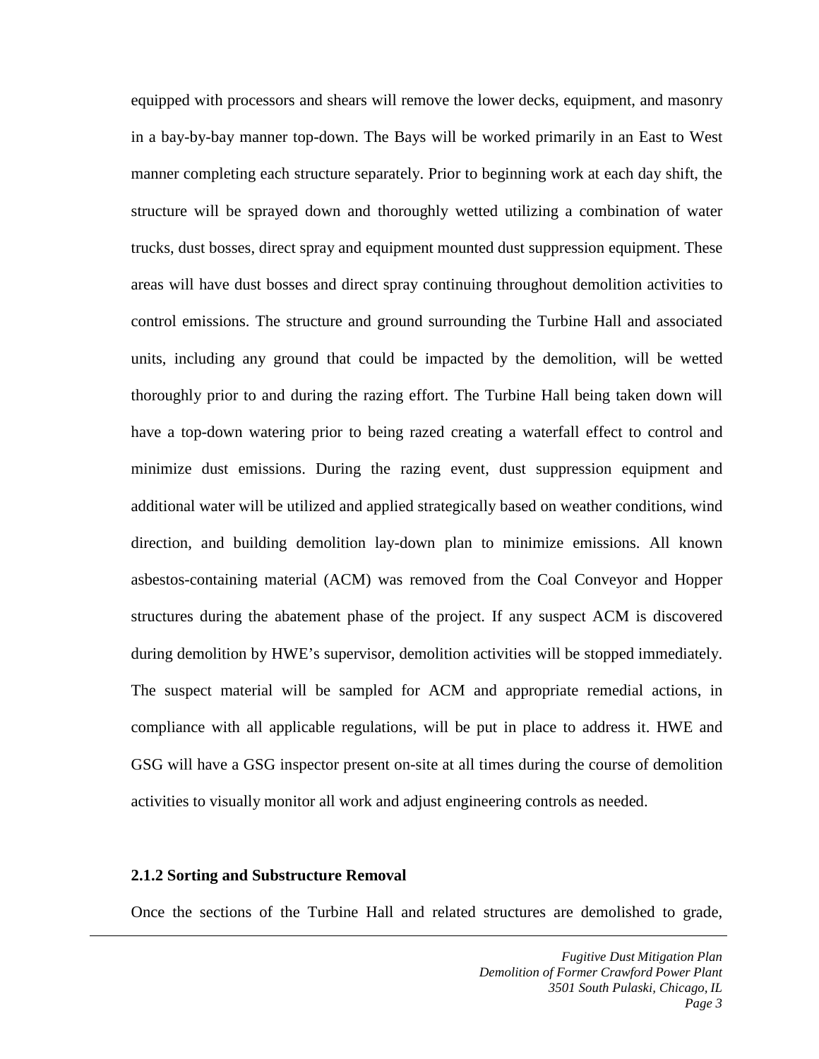equipped with processors and shears will remove the lower decks, equipment, and masonry in a bay-by-bay manner top-down. The Bays will be worked primarily in an East to West manner completing each structure separately. Prior to beginning work at each day shift, the structure will be sprayed down and thoroughly wetted utilizing a combination of water trucks, dust bosses, direct spray and equipment mounted dust suppression equipment. These areas will have dust bosses and direct spray continuing throughout demolition activities to control emissions. The structure and ground surrounding the Turbine Hall and associated units, including any ground that could be impacted by the demolition, will be wetted thoroughly prior to and during the razing effort. The Turbine Hall being taken down will have a top-down watering prior to being razed creating a waterfall effect to control and minimize dust emissions. During the razing event, dust suppression equipment and additional water will be utilized and applied strategically based on weather conditions, wind direction, and building demolition lay-down plan to minimize emissions. All known asbestos-containing material (ACM) was removed from the Coal Conveyor and Hopper structures during the abatement phase of the project. If any suspect ACM is discovered during demolition by HWE's supervisor, demolition activities will be stopped immediately. The suspect material will be sampled for ACM and appropriate remedial actions, in compliance with all applicable regulations, will be put in place to address it. HWE and GSG will have a GSG inspector present on-site at all times during the course of demolition activities to visually monitor all work and adjust engineering controls as needed.

### 2.1.2 Sorting and Substructure Removal

Once the sections of the Turbine Hall and related structures are demolished to grade,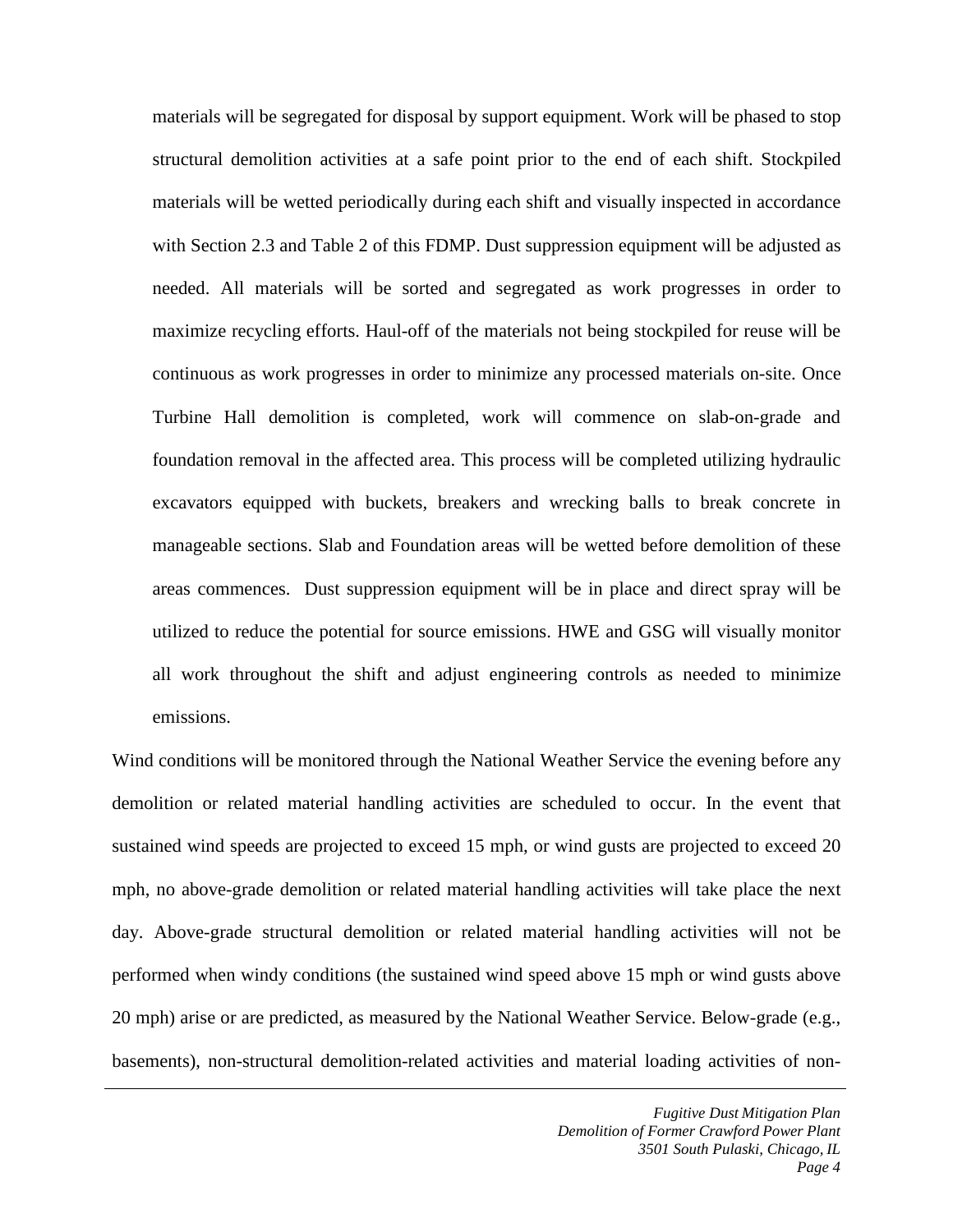materials will be segregated for disposal by support equipment. Work will be phased to stop structural demolition activities at a safe point prior to the end of each shift. Stockpiled materials will be wetted periodically during each shift and visually inspected in accordance with Section 2.3 and Table 2 of this FDMP. Dust suppression equipment will be adjusted as needed. All materials will be sorted and segregated as work progresses in order to maximize recycling efforts. Haul-off of the materials not being stockpiled for reuse will be continuous as work progresses in order to minimize any processed materials on-site. Once Turbine Hall demolition is completed, work will commence on slab-on-grade and foundation removal in the affected area. This process will be completed utilizing hydraulic excavators equipped with buckets, breakers and wrecking balls to break concrete in manageable sections. Slab and Foundation areas will be wetted before demolition of these areas commences. Dust suppression equipment will be in place and direct spray will be utilized to reduce the potential for source emissions. HWE and GSG will visually monitor all work throughout the shift and adjust engineering controls as needed to minimize emissions.

Wind conditions will be monitored through the National Weather Service the evening before any demolition or related material handling activities are scheduled to occur. In the event that sustained wind speeds are projected to exceed 15 mph, or wind gusts are projected to exceed 20 mph, no above-grade demolition or related material handling activities will take place the next day. Above-grade structural demolition or related material handling activities will not be performed when windy conditions (the sustained wind speed above 15 mph or wind gusts above 20 mph) arise or are predicted, as measured by the National Weather Service. Below-grade (e.g., basements), non-structural demolition-related activities and material loading activities of non-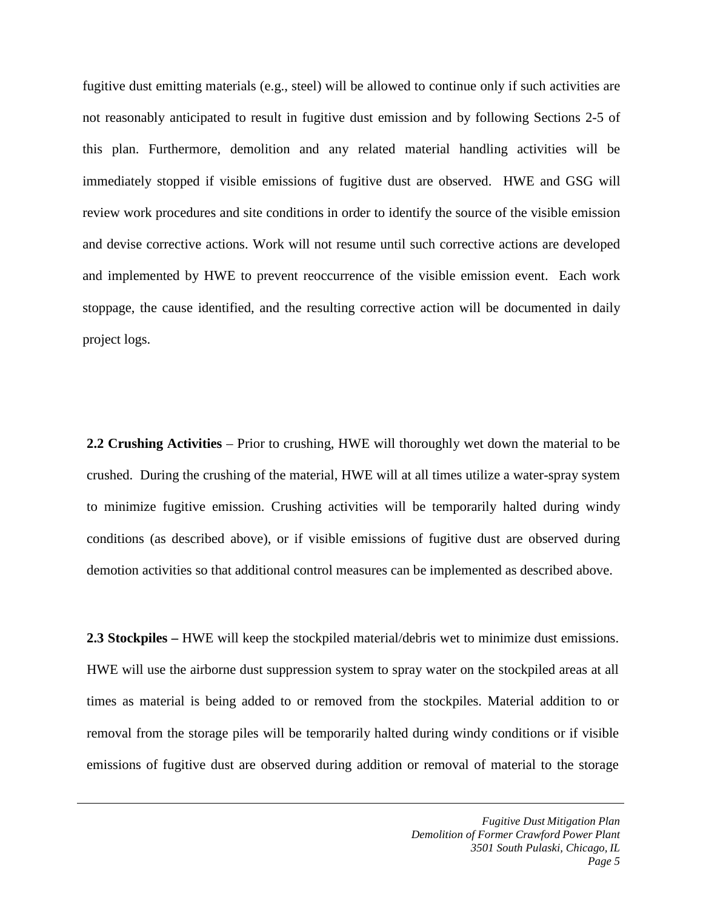fugitive dust emitting materials (e.g., steel) will be allowed to continue only if such activities are not reasonably anticipated to result in fugitive dust emission and by following Sections 2-5 of this plan. Furthermore, demolition and any related material handling activities will be immediately stopped if visible emissions of fugitive dust are observed. HWE and GSG will review work procedures and site conditions in order to identify the source of the visible emission and devise corrective actions. Work will not resume until such corrective actions are developed and implemented by HWE to prevent reoccurrence of the visible emission event. Each work stoppage, the cause identified, and the resulting corrective action will be documented in daily project logs.

**2.2 Crushing Activities** – Prior to crushing, HWE will thoroughly wet down the material to be crushed. During the crushing of the material, HWE will at all times utilize a water-spray system to minimize fugitive emission. Crushing activities will be temporarily halted during windy conditions (as described above), or if visible emissions of fugitive dust are observed during demotion activities so that additional control measures can be implemented as described above.

**2.3 Stockpiles –** HWE will keep the stockpiled material/debris wet to minimize dust emissions. HWE will use the airborne dust suppression system to spray water on the stockpiled areas at all times as material is being added to or removed from the stockpiles. Material addition to or removal from the storage piles will be temporarily halted during windy conditions or if visible emissions of fugitive dust are observed during addition or removal of material to the storage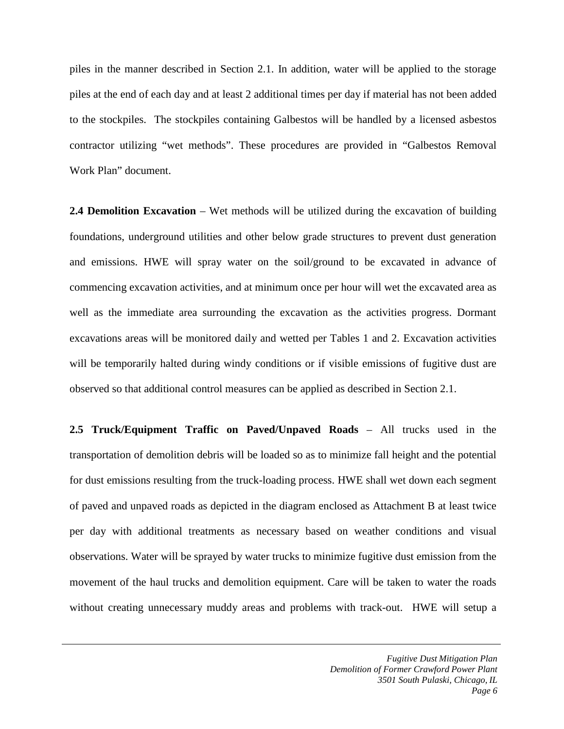piles in the manner described in Section 2.1. In addition, water will be applied to the storage piles at the end of each day and at least 2 additional times per day if material has not been added to the stockpiles. The stockpiles containing Galbestos will be handled by a licensed asbestos contractor utilizing "wet methods". These procedures are provided in "Galbestos Removal Work Plan" document.

**2.4 Demolition Excavation** – Wet methods will be utilized during the excavation of building foundations, underground utilities and other below grade structures to prevent dust generation and emissions. HWE will spray water on the soil/ground to be excavated in advance of commencing excavation activities, and at minimum once per hour will wet the excavated area as well as the immediate area surrounding the excavation as the activities progress. Dormant excavations areas will be monitored daily and wetted per Tables 1 and 2. Excavation activities will be temporarily halted during windy conditions or if visible emissions of fugitive dust are observed so that additional control measures can be applied as described in Section 2.1.

**2.5 Truck/Equipment Traffic on Paved/Unpaved Roads** – All trucks used in the transportation of demolition debris will be loaded so as to minimize fall height and the potential for dust emissions resulting from the truck-loading process. HWE shall wet down each segment of paved and unpaved roads as depicted in the diagram enclosed as Attachment B at least twice per day with additional treatments as necessary based on weather conditions and visual observations. Water will be sprayed by water trucks to minimize fugitive dust emission from the movement of the haul trucks and demolition equipment. Care will be taken to water the roads without creating unnecessary muddy areas and problems with track-out. HWE will setup a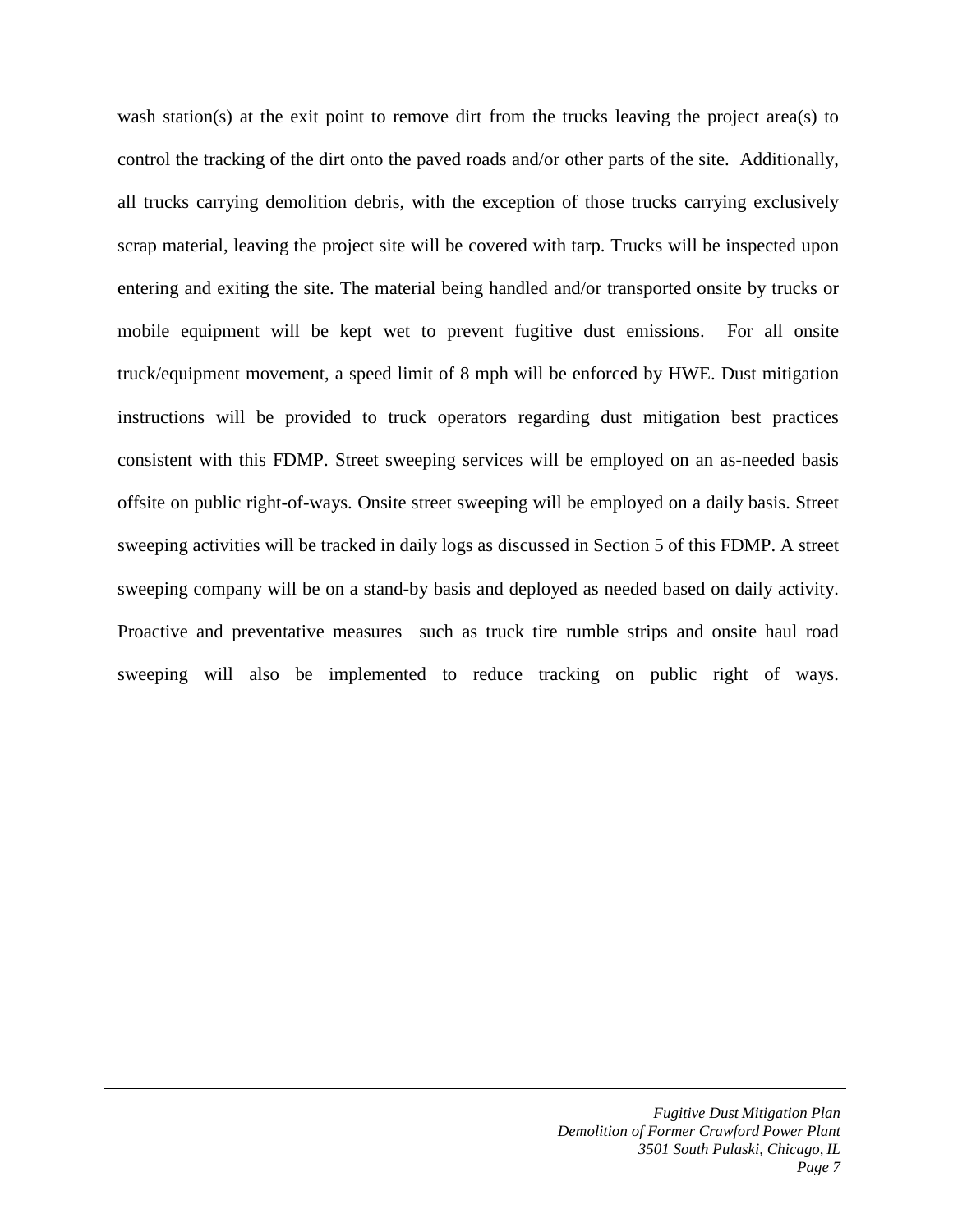wash station(s) at the exit point to remove dirt from the trucks leaving the project area(s) to control the tracking of the dirt onto the paved roads and/or other parts of the site. Additionally, all trucks carrying demolition debris, with the exception of those trucks carrying exclusively scrap material, leaving the project site will be covered with tarp. Trucks will be inspected upon entering and exiting the site. The material being handled and/or transported onsite by trucks or mobile equipment will be kept wet to prevent fugitive dust emissions. For all onsite truck/equipment movement, a speed limit of 8 mph will be enforced by HWE. Dust mitigation instructions will be provided to truck operators regarding dust mitigation best practices consistent with this FDMP. Street sweeping services will be employed on an as-needed basis offsite on public right-of-ways. Onsite street sweeping will be employed on a daily basis. Street sweeping activities will be tracked in daily logs as discussed in Section 5 of this FDMP. A street sweeping company will be on a stand-by basis and deployed as needed based on daily activity. Proactive and preventative measures such as truck tire rumble strips and onsite haul road sweeping will also be implemented to reduce tracking on public right of ways.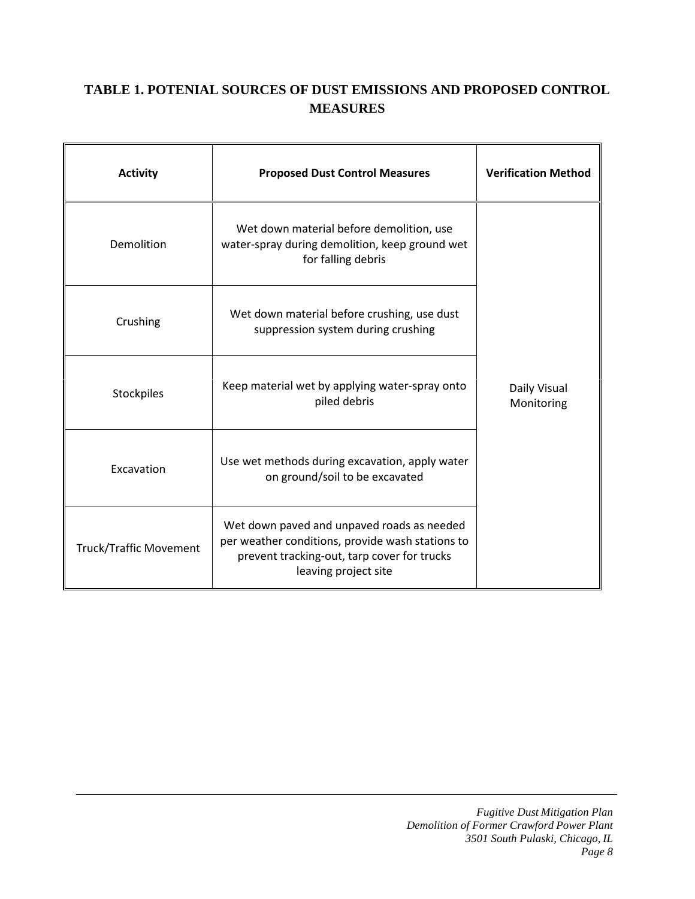## TABLE 1. POTENIAL SOURCES OF DUST EMISSIONS AND PROPOSED CONTROL MEASURES

| Activity | Proposed Dust Control Measures | Verification Method |
|---|---|---|
| Demolition | Wet down material before demolition, use water-spray during demolition, keep ground wet for falling debris | Daily Visual Monitoring |
| Crushing | Wet down material before crushing, use dust suppression system during crushing | |
| Stockpiles | Keep material wet by applying water-spray onto piled debris | |
| Excavation | Use wet methods during excavation, apply water on ground/soil to be excavated | |
| Truck/Traffic Movement | Wet down paved and unpaved roads as needed per weather conditions, provide wash stations to prevent tracking-out, tarp cover for trucks leaving project site | |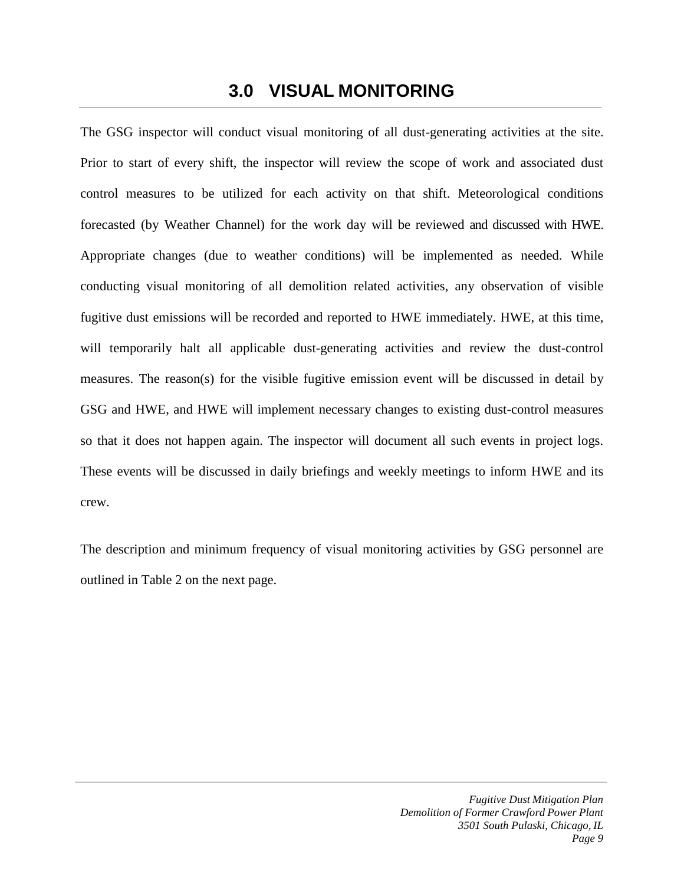# 3.0 VISUAL MONITORING

The GSG inspector will conduct visual monitoring of all dust-generating activities at the site. Prior to start of every shift, the inspector will review the scope of work and associated dust control measures to be utilized for each activity on that shift. Meteorological conditions forecasted (by Weather Channel) for the work day will be reviewed and discussed with HWE. Appropriate changes (due to weather conditions) will be implemented as needed. While conducting visual monitoring of all demolition related activities, any observation of visible fugitive dust emissions will be recorded and reported to HWE immediately. HWE, at this time, will temporarily halt all applicable dust-generating activities and review the dust-control measures. The reason(s) for the visible fugitive emission event will be discussed in detail by GSG and HWE, and HWE will implement necessary changes to existing dust-control measures so that it does not happen again. The inspector will document all such events in project logs. These events will be discussed in daily briefings and weekly meetings to inform HWE and its crew.

The description and minimum frequency of visual monitoring activities by GSG personnel are outlined in Table 2 on the next page.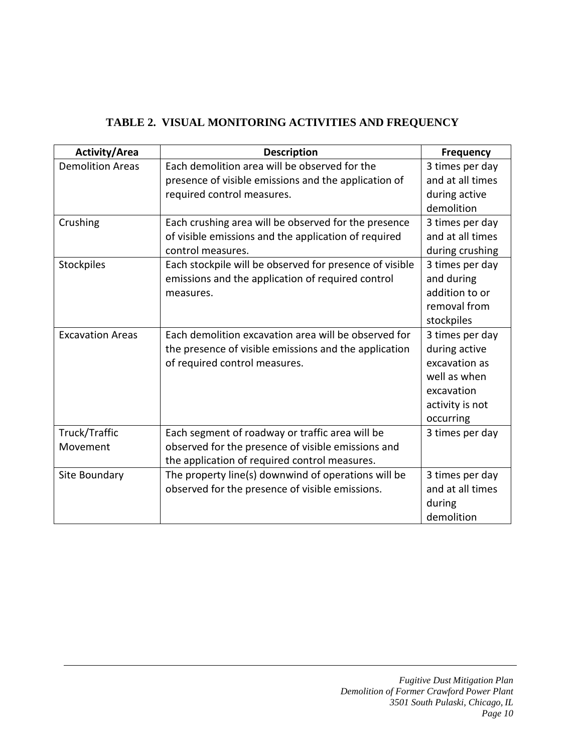## TABLE 2. VISUAL MONITORING ACTIVITIES AND FREQUENCY

| Activity/Area | Description | Frequency |
|---|---|---|
| Demolition Areas | Each demolition area will be observed for the presence of visible emissions and the application of required control measures. | 3 times per day and at all times during active demolition |
| Crushing | Each crushing area will be observed for the presence of visible emissions and the application of required control measures. | 3 times per day and at all times during crushing |
| Stockpiles | Each stockpile will be observed for presence of visible emissions and the application of required control measures. | 3 times per day and during addition to or removal from stockpiles |
| Excavation Areas | Each demolition excavation area will be observed for the presence of visible emissions and the application of required control measures. | 3 times per day during active excavation as well as when excavation activity is not occurring |
| Truck/Traffic Movement | Each segment of roadway or traffic area will be observed for the presence of visible emissions and the application of required control measures. | 3 times per day |
| Site Boundary | The property line(s) downwind of operations will be observed for the presence of visible emissions. | 3 times per day and at all times during demolition |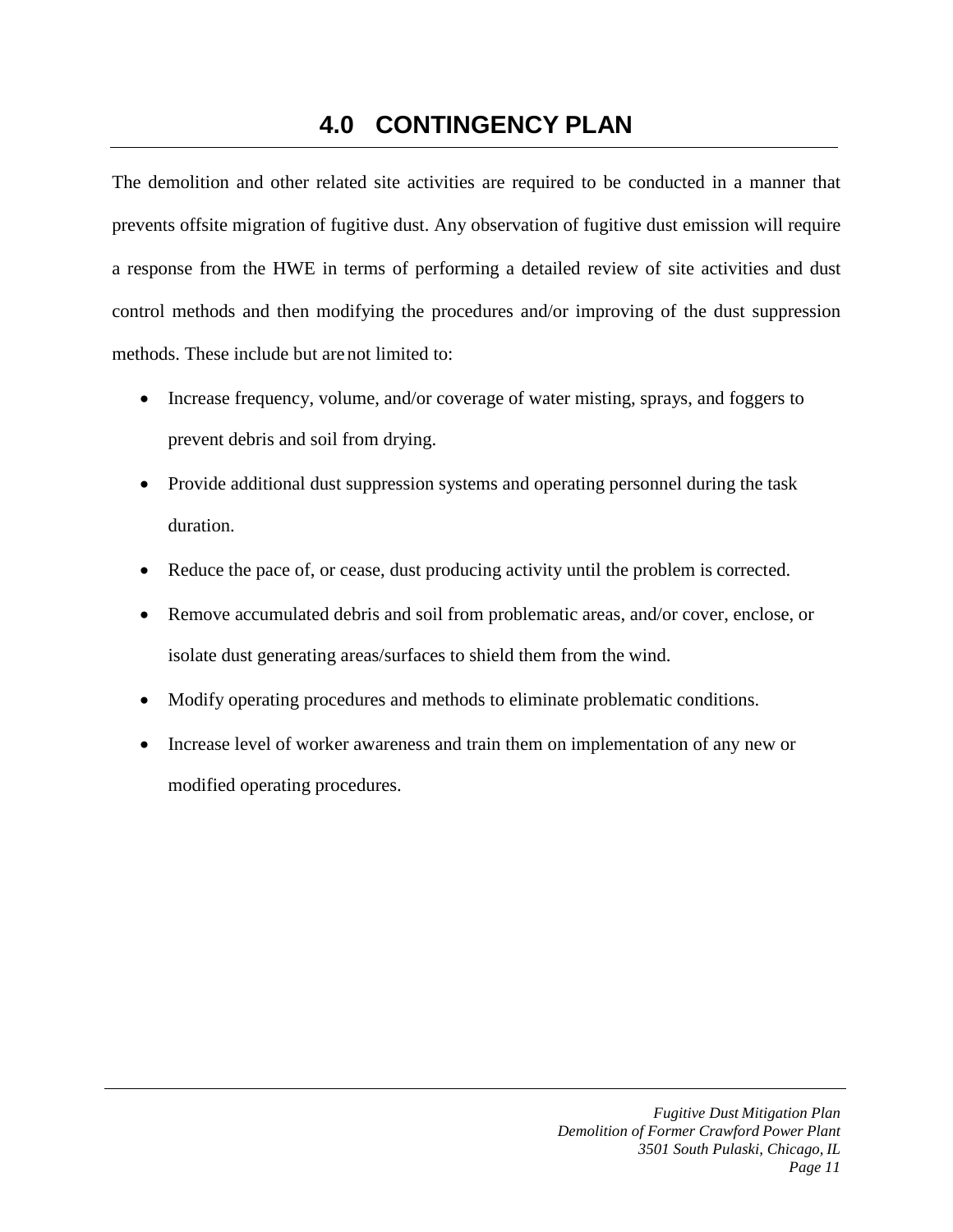# 4.0 CONTINGENCY PLAN

The demolition and other related site activities are required to be conducted in a manner that prevents offsite migration of fugitive dust. Any observation of fugitive dust emission will require a response from the HWE in terms of performing a detailed review of site activities and dust control methods and then modifying the procedures and/or improving of the dust suppression methods. These include but are not limited to:

- Increase frequency, volume, and/or coverage of water misting, sprays, and foggers to prevent debris and soil from drying.
- Provide additional dust suppression systems and operating personnel during the task duration.
- Reduce the pace of, or cease, dust producing activity until the problem is corrected.
- Remove accumulated debris and soil from problematic areas, and/or cover, enclose, or isolate dust generating areas/surfaces to shield them from the wind.
- Modify operating procedures and methods to eliminate problematic conditions.
- Increase level of worker awareness and train them on implementation of any new or modified operating procedures.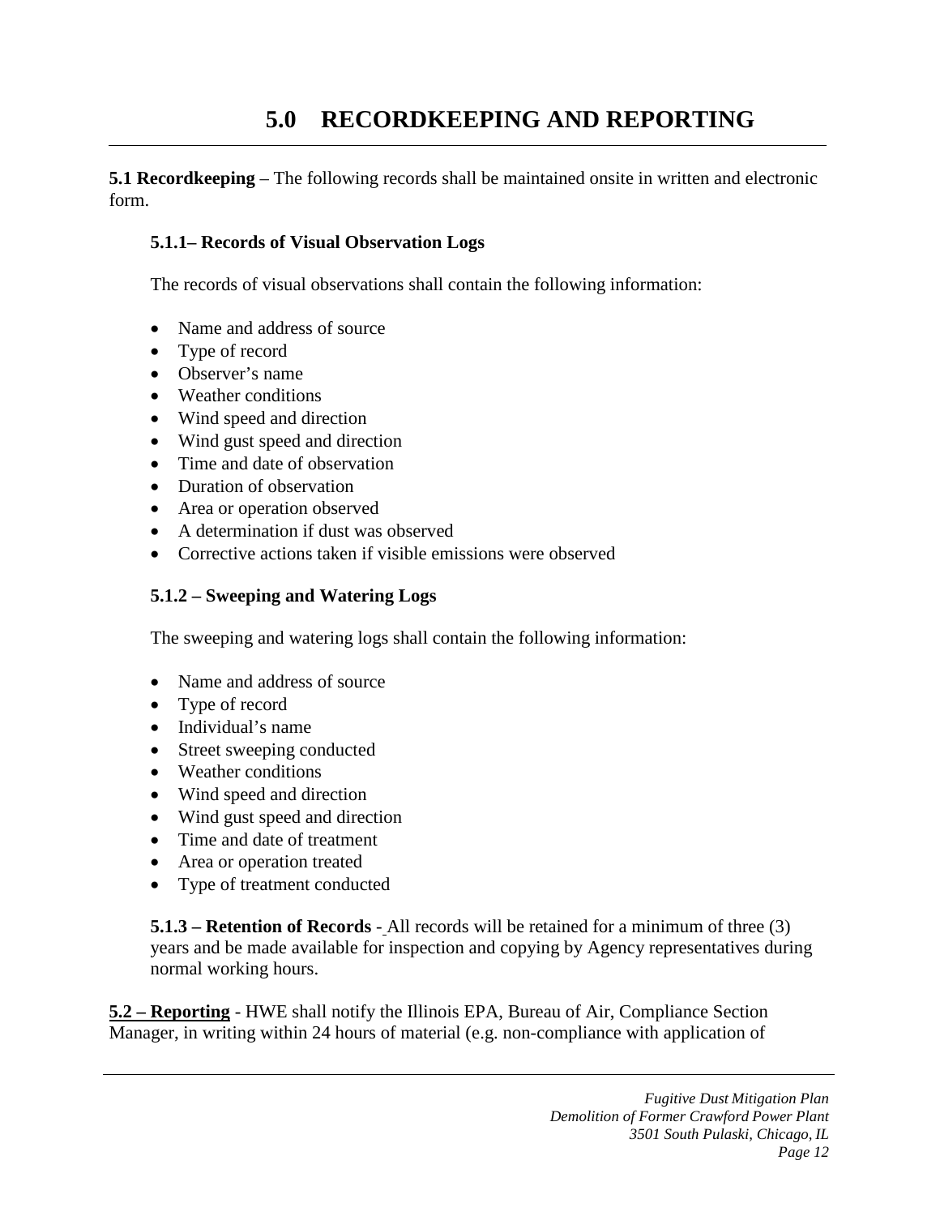# 5.0 RECORDKEEPING AND REPORTING

**5.1 Recordkeeping** – The following records shall be maintained onsite in written and electronic form.

### 5.1.1– Records of Visual Observation Logs

The records of visual observations shall contain the following information:

- Name and address of source
- Type of record
- Observer's name
- Weather conditions
- Wind speed and direction
- Wind gust speed and direction
- Time and date of observation
- Duration of observation
- Area or operation observed
- A determination if dust was observed
- Corrective actions taken if visible emissions were observed

### 5.1.2 – Sweeping and Watering Logs

The sweeping and watering logs shall contain the following information:

- Name and address of source
- Type of record
- Individual's name
- Street sweeping conducted
- Weather conditions
- Wind speed and direction
- Wind gust speed and direction
- Time and date of treatment
- Area or operation treated
- Type of treatment conducted

**5.1.3 – Retention of Records** - All records will be retained for a minimum of three (3) years and be made available for inspection and copying by Agency representatives during normal working hours.

**5.2 – Reporting** - HWE shall notify the Illinois EPA, Bureau of Air, Compliance Section Manager, in writing within 24 hours of material (e.g. non-compliance with application of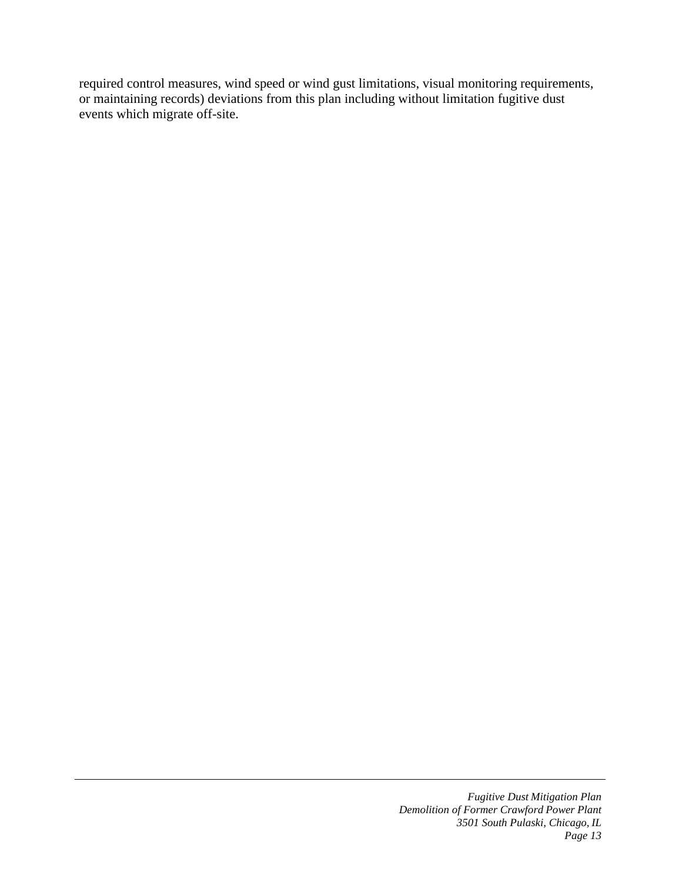required control measures, wind speed or wind gust limitations, visual monitoring requirements, or maintaining records) deviations from this plan including without limitation fugitive dust events which migrate off-site.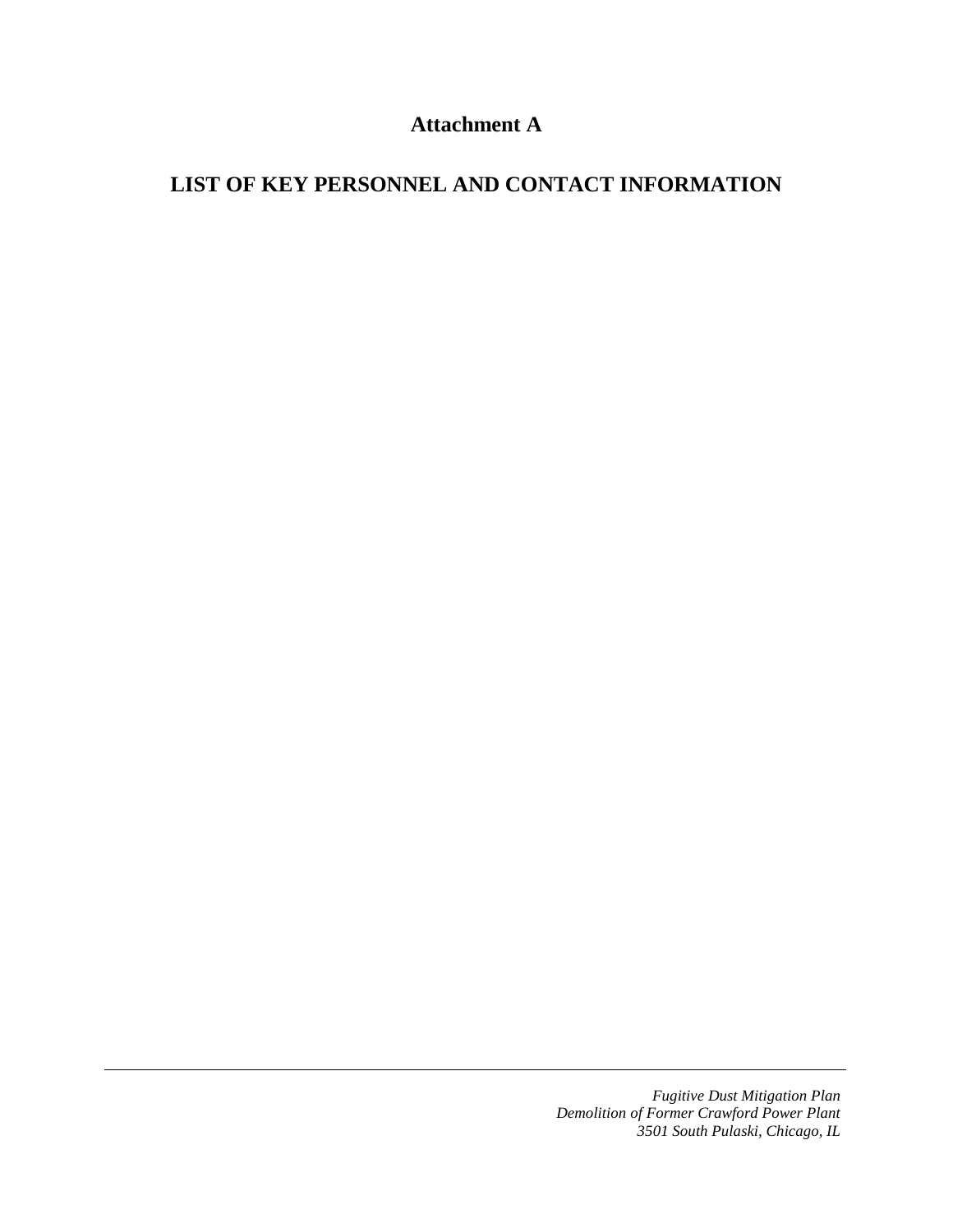# Attachment A

# LIST OF KEY PERSONNEL AND CONTACT INFORMATION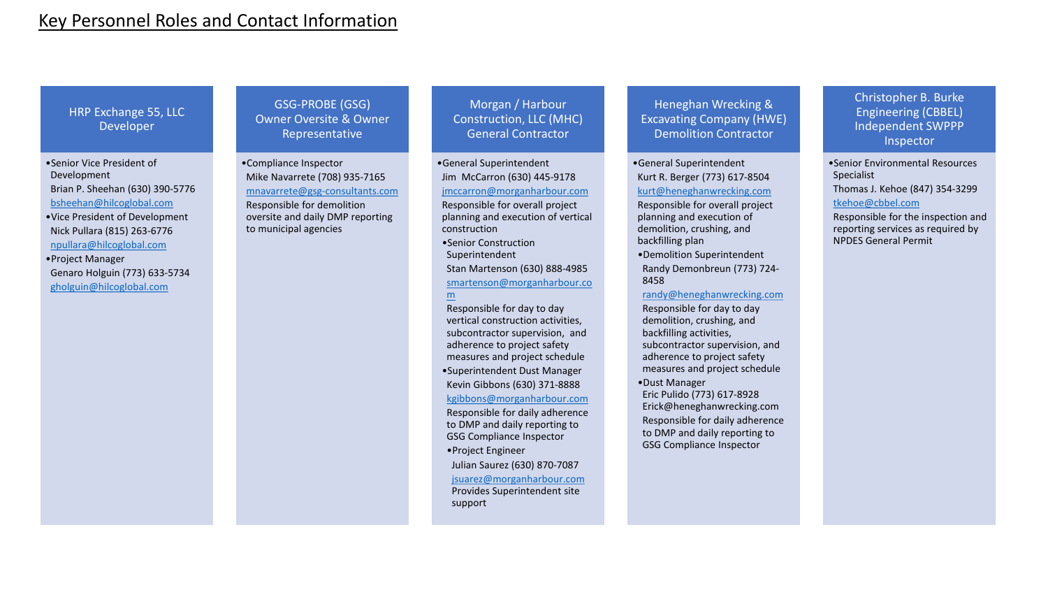# Key Personnel Roles and Contact Information

## HRP Exchange 55, LLC Developer

- Senior Vice President of Development
  Brian P. Sheehan (630) 390-5776
  bsheehan@hilcoglobal.com
- Vice President of Development
  Nick Pullara (815) 263-6776
  npullara@hilcoglobal.com
- Project Manager
  Genaro Holguin (773) 633-5734
  gholguin@hilcoglobal.com

## GSG-PROBE (GSG) Owner Oversite & Owner Representative

- Compliance Inspector
  Mike Navarrete (708) 935-7165
  mnavarrete@gsg-consultants.com
  Responsible for demolition oversite and daily DMP reporting to municipal agencies

## Morgan / Harbour Construction, LLC (MHC) General Contractor

- General Superintendent
  Jim McCarron (630) 445-9178
  jmccarron@morganharbour.com
  Responsible for overall project planning and execution of vertical construction
  - Senior Construction Superintendent
    Stan Martenson (630) 888-4985
    smartenson@morganharbour.com
    Responsible for day to day vertical construction activities, subcontractor supervision, and adherence to project safety measures and project schedule
  - Superintendent Dust Manager
    Kevin Gibbons (630) 371-8888
    kgibbons@morganharbour.com
    Responsible for daily adherence to DMP and daily reporting to GSG Compliance Inspector
  - Project Engineer
    Julian Saurez (630) 870-7087
    jsuarez@morganharbour.com
    Provides Superintendent site support

## Heneghan Wrecking & Excavating Company (HWE) Demolition Contractor

- General Superintendent
  Kurt R. Berger (773) 617-8504
  kurt@heneghanwrecking.com
  Responsible for overall project planning and execution of demolition, crushing, and backfilling plan
  - Demolition Superintendent
    Randy Demonbreun (773) 724-8458
    randy@heneghanwrecking.com
    Responsible for day to day demolition, crushing, and backfilling activities, subcontractor supervision, and adherence to project safety measures and project schedule
  - Dust Manager
    Eric Pulido (773) 617-8928
    Erick@heneghanwrecking.com
    Responsible for daily adherence to DMP and daily reporting to GSG Compliance Inspector

## Christopher B. Burke Engineering (CBBEL) Independent SWPPP Inspector

- Senior Environmental Resources Specialist
  Thomas J. Kehoe (847) 354-3299
  tkehoe@cbbel.com
  Responsible for the inspection and reporting services as required by NPDES General Permit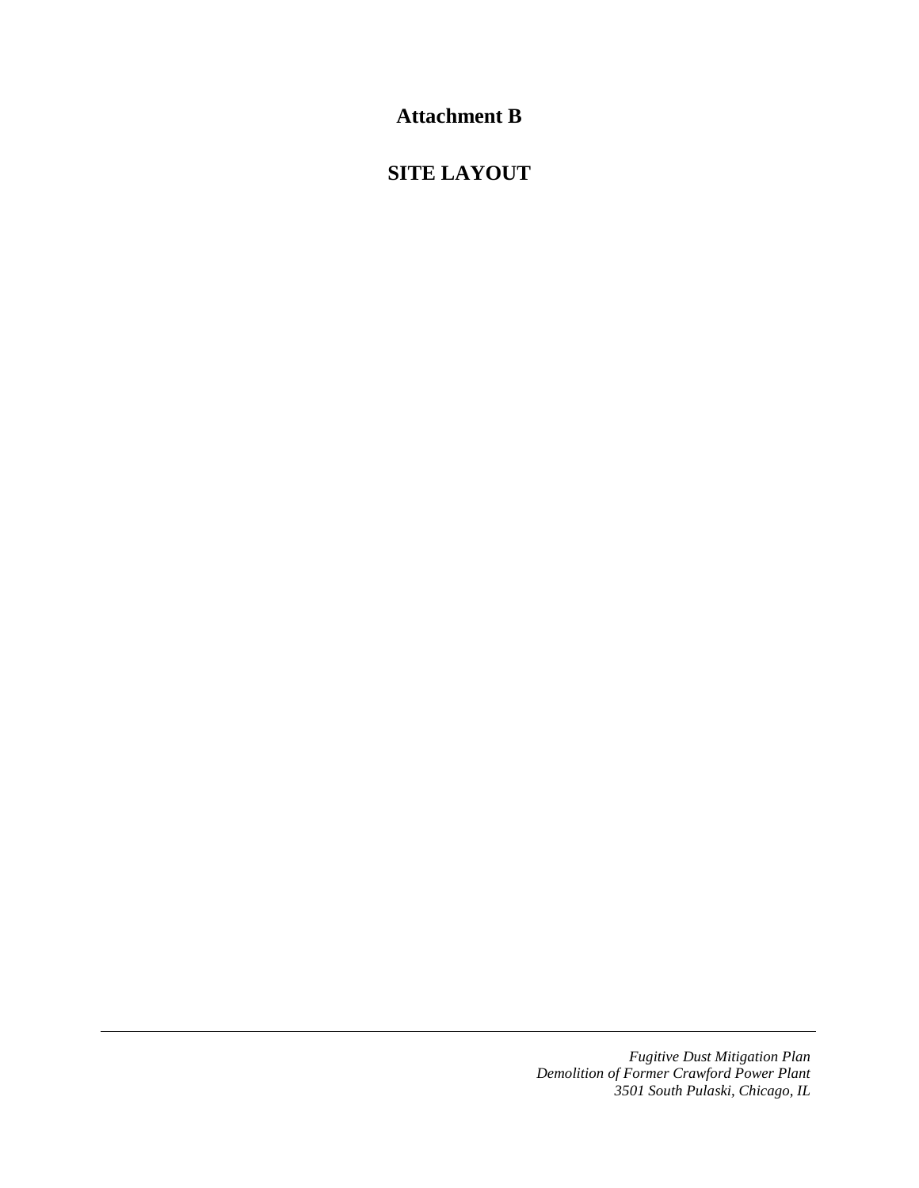# Attachment B

## SITE LAYOUT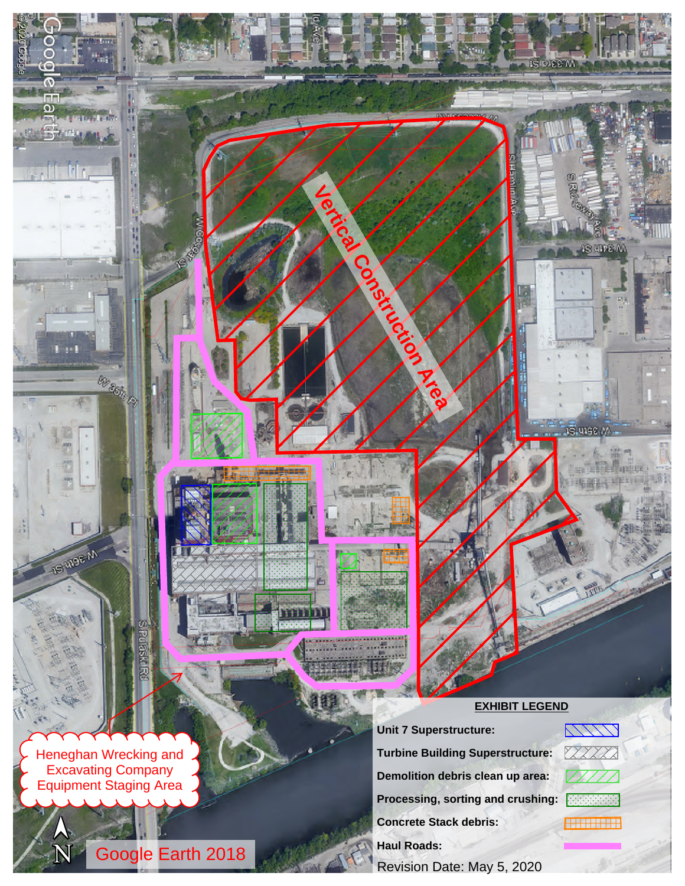Vertical Construction Area

Heneghan Wrecking and Excavating Company Equipment Staging Area

Google Earth 2018

**EXHIBIT LEGEND**

| | |
|---|---|
| **Unit 7 Superstructure:** | |
| **Turbine Building Superstructure:** | |
| **Demolition debris clean up area:** | |
| **Processing, sorting and crushing:** | |
| **Concrete Stack debris:** | |
| **Haul Roads:** | |

Revision Date: May 5, 2020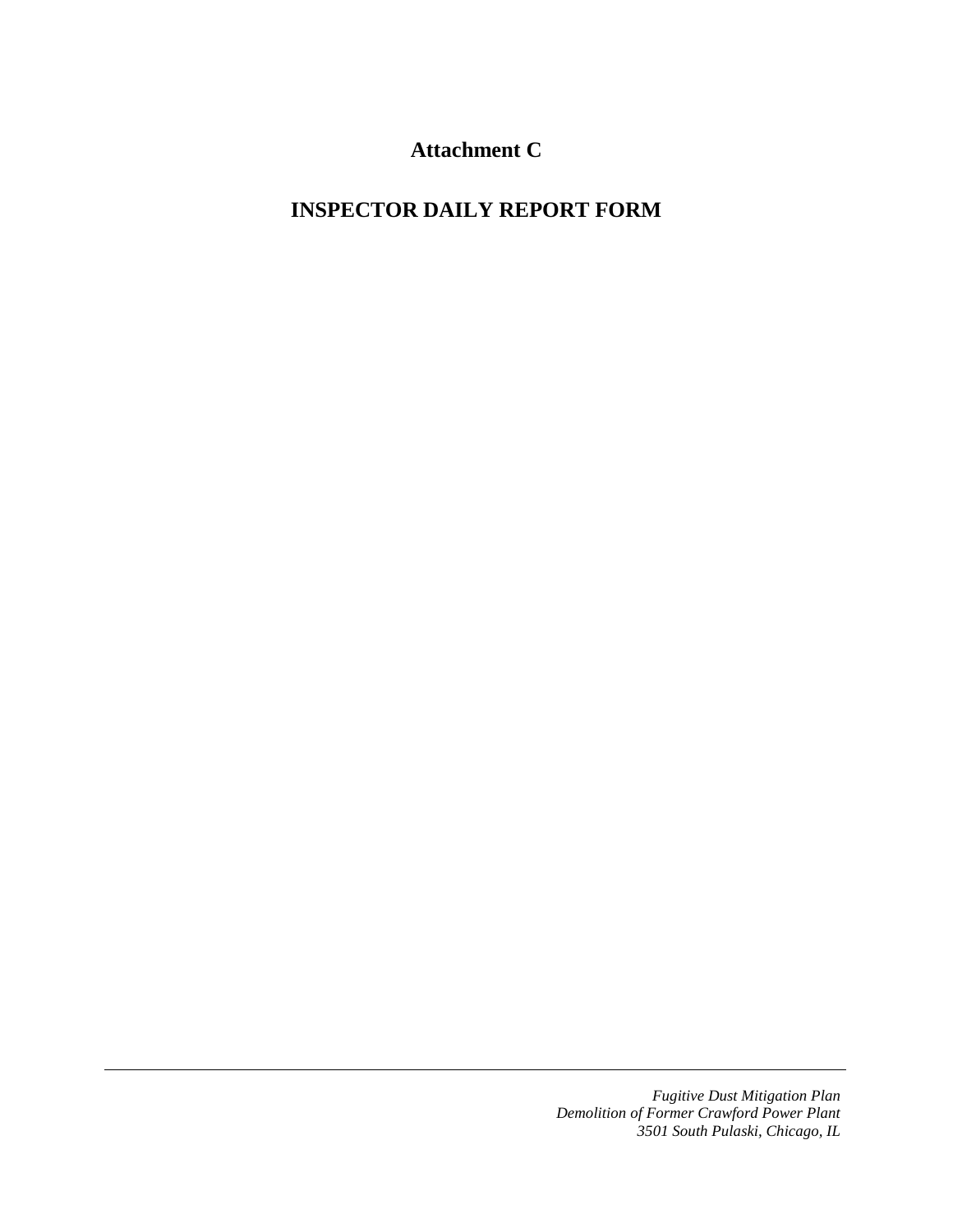# Attachment C

## INSPECTOR DAILY REPORT FORM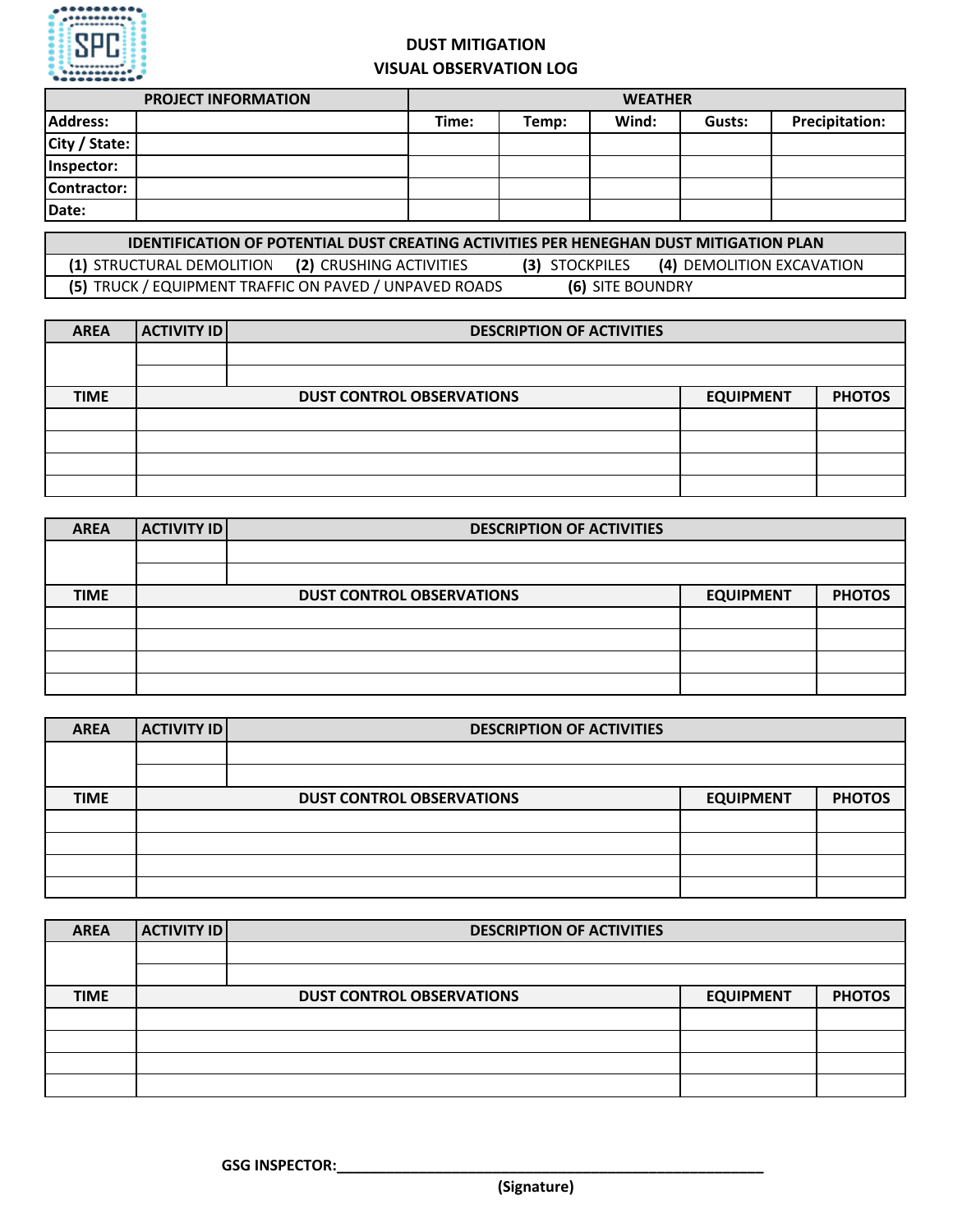# DUST MITIGATION
## VISUAL OBSERVATION LOG

| PROJECT INFORMATION | | WEATHER | | | | |
|---|---|---|---|---|---|---|
| Address: | | Time: | Temp: | Wind: | Gusts: | Precipitation: |
| City / State: | | | | | | |
| Inspector: | | | | | | |
| Contractor: | | | | | | |
| Date: | | | | | | |

| IDENTIFICATION OF POTENTIAL DUST CREATING ACTIVITIES PER HENEGHAN DUST MITIGATION PLAN | | | |
|---|---|---|---|
| **(1)** STRUCTURAL DEMOLITION | **(2)** CRUSHING ACTIVITIES | **(3)** STOCKPILES | **(4)** DEMOLITION EXCAVATION |
| **(5)** TRUCK / EQUIPMENT TRAFFIC ON PAVED / UNPAVED ROADS | | **(6)** SITE BOUNDRY | |

| AREA | ACTIVITY ID | DESCRIPTION OF ACTIVITIES | | |
|---|---|---|---|---|
| | | | | |
| | | | | |
| TIME | DUST CONTROL OBSERVATIONS | | EQUIPMENT | PHOTOS |
| | | | | |
| | | | | |
| | | | | |
| | | | | |

| AREA | ACTIVITY ID | DESCRIPTION OF ACTIVITIES | | |
|---|---|---|---|---|
| | | | | |
| | | | | |
| TIME | DUST CONTROL OBSERVATIONS | | EQUIPMENT | PHOTOS |
| | | | | |
| | | | | |
| | | | | |
| | | | | |

| AREA | ACTIVITY ID | DESCRIPTION OF ACTIVITIES | | |
|---|---|---|---|---|
| | | | | |
| | | | | |
| TIME | DUST CONTROL OBSERVATIONS | | EQUIPMENT | PHOTOS |
| | | | | |
| | | | | |
| | | | | |
| | | | | |

| AREA | ACTIVITY ID | DESCRIPTION OF ACTIVITIES | | |
|---|---|---|---|---|
| | | | | |
| | | | | |
| TIME | DUST CONTROL OBSERVATIONS | | EQUIPMENT | PHOTOS |
| | | | | |
| | | | | |
| | | | | |
| | | | | |

**GSG INSPECTOR:**______________________________________________

**(Signature)**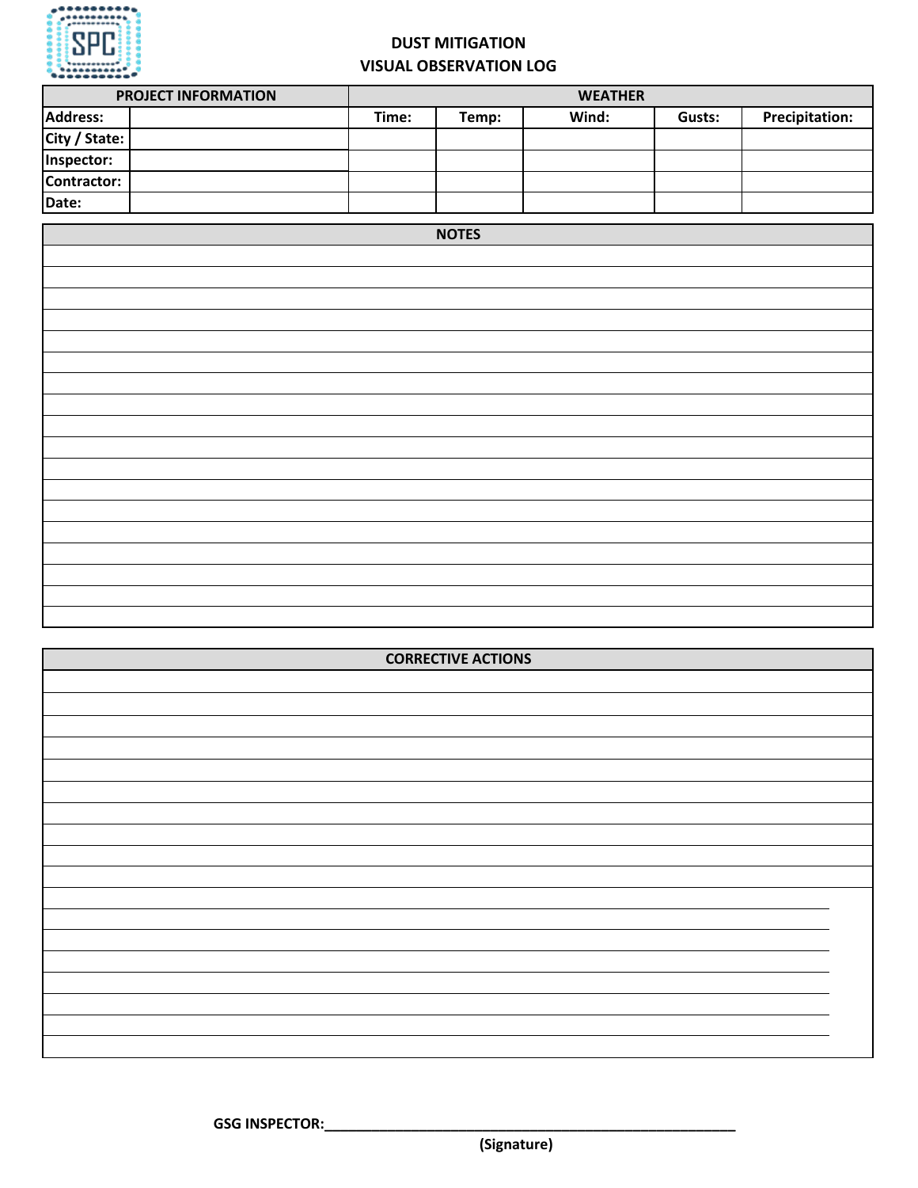# DUST MITIGATION
## VISUAL OBSERVATION LOG

| PROJECT INFORMATION | | WEATHER | | | | |
|---|---|---|---|---|---|---|
| Address: | | Time: | Temp: | Wind: | Gusts: | Precipitation: |
| City / State: | | | | | | |
| Inspector: | | | | | | |
| Contractor: | | | | | | |
| Date: | | | | | | |

| NOTES |
|---|
| |
| |
| |
| |
| |
| |
| |
| |
| |
| |
| |
| |
| |
| |
| |
| |
| |
| |

| CORRECTIVE ACTIONS |
|---|
| |
| |
| |
| |
| |
| |
| |
| |
| |
| |
| |
| |
| |
| |
| |
| |
| |
| |

GSG INSPECTOR:________________________________________________

(Signature)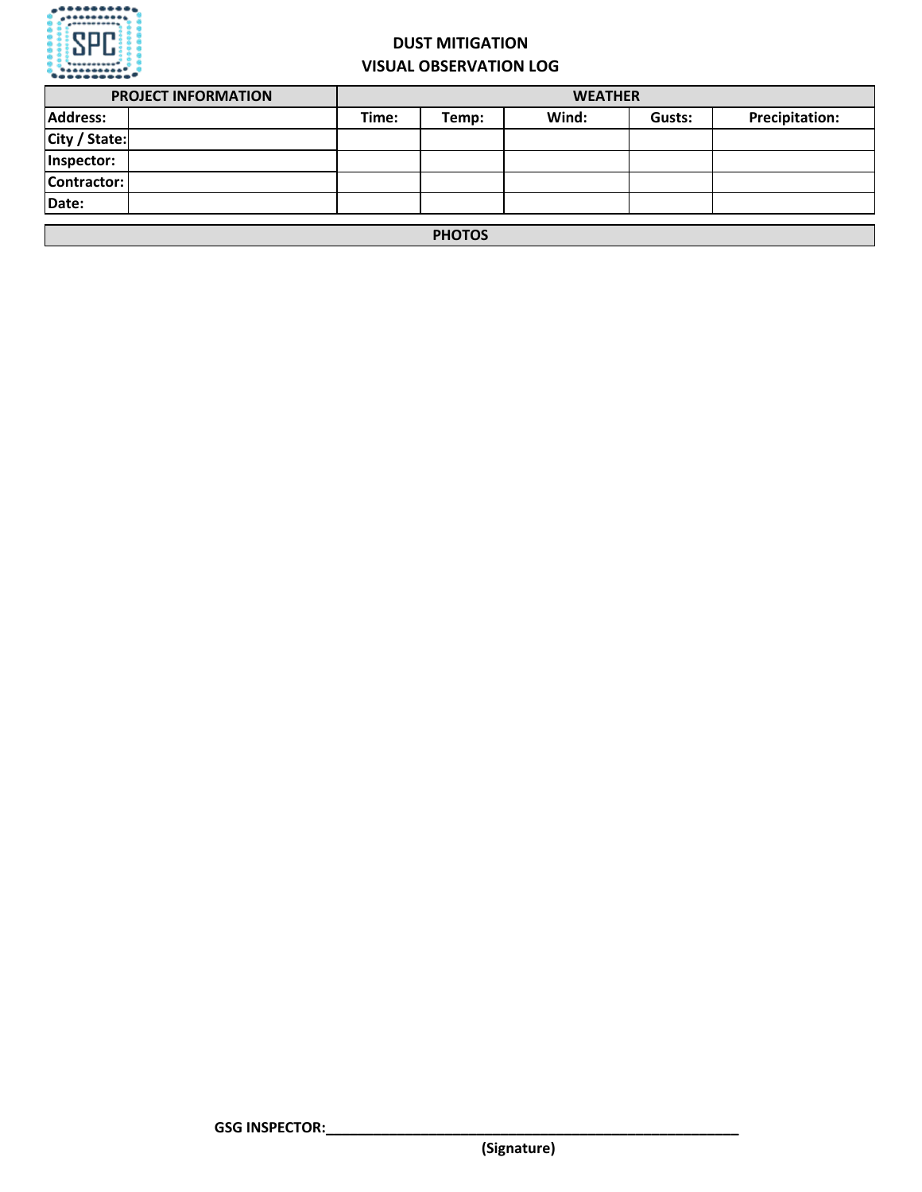SPC

# DUST MITIGATION
## VISUAL OBSERVATION LOG

| PROJECT INFORMATION | | WEATHER | | | | |
|---|---|---|---|---|---|---|
| **Address:** | | **Time:** | **Temp:** | **Wind:** | **Gusts:** | **Precipitation:** |
| **City / State:** | | | | | | |
| **Inspector:** | | | | | | |
| **Contractor:** | | | | | | |
| **Date:** | | | | | | |

| PHOTOS |
|---|
| |

**GSG INSPECTOR:**_______________________________________________________

**(Signature)**